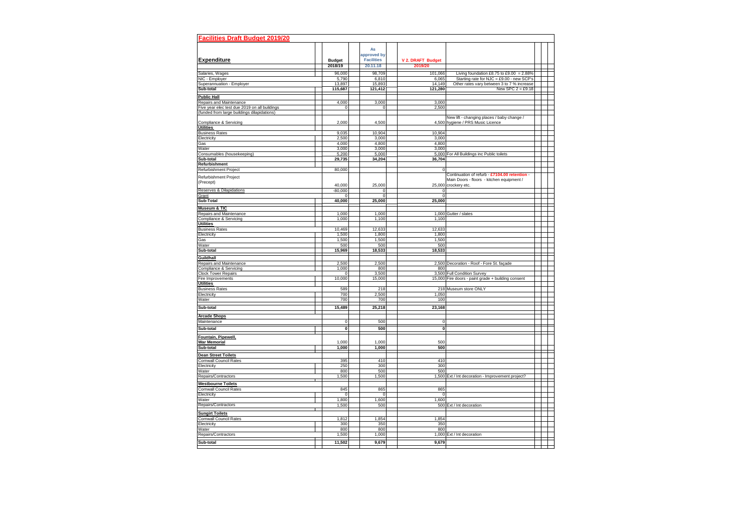# Facilities Draft Budget 2019/20

| Expenditure | Budget 2018/19 | As approved by Facilities 20.11.18 | V 2. DRAFT Budget 2019/20 | |
|---|---|---|---|---|
| Salaries, Wages | 96,000 | 98,709 | 101,066 | Living foundation £8.75 to £9.00 = 2.88% |
| NIC - Employer | 5,790 | 6,810 | 6,065 | Starting rate for NJC = £9.00 - new SCP's |
| Superannuation - Employer | 13,897 | 15,893 | 14,149 | Other rates vary between 3 to 7 % increase |
| **Sub-total** | **115,687** | **121,412** | **121,280** | New SPC 2 = £9.18 |
| **Public Hall** | | | | |
| Repairs and Maintenance | 4,000 | 3,000 | 3,000 | |
| Five year elec test due 2019 on all buildings | 0 | 0 | 2,500 | |
| (funded from large buildings dilapidations) | | | | |
| Compliance & Servicing | 2,000 | 4,500 | 4,500 | New lift - changing places / baby change / hygiene / PRS Music Licence |
| **Utilities** | | | | |
| Business Rates | 9,035 | 10,904 | 10,904 | |
| Electricity | 2,500 | 3,000 | 3,000 | |
| Gas | 4,000 | 4,800 | 4,800 | |
| Water | 3,000 | 3,000 | 3,000 | |
| Consumables (housekeeping) | 5,200 | 5,000 | 5,000 | For All Buildings inc Public toilets |
| **Sub-total** | **29,735** | **34,204** | **36,704** | |
| **Refurbishment** | | | | |
| Refurbishment Project | 80,000 | | 0 | |
| Refurbishment Project (Precept) | 40,000 | 25,000 | 25,000 | Continuation of refurb - £7104.00 retention - Main Doors - floors - kitchen equipment / crockery etc. |
| Reserves & Dilapidations | -80,000 | 0 | 0 | |
| Grant | 0 | 0 | 0 | |
| **Sub-Total** | **40,000** | **25,000** | **25,000** | |
| **Museum & TIC** | | | | |
| Repairs and Maintenance | 1,000 | 1,000 | 1,000 | Gutter / slates |
| Compliance & Servicing | 1,000 | 1,100 | 1,100 | |
| **Utilities** | | | | |
| Business Rates | 10,469 | 12,633 | 12,633 | |
| Electricity | 1,500 | 1,800 | 1,800 | |
| Gas | 1,500 | 1,500 | 1,500 | |
| Water | 500 | 500 | 500 | |
| **Sub-total** | **15,969** | **18,533** | **18,533** | |
| **Guildhall** | | | | |
| Repairs and Maintenance | 2,500 | 2,500 | 2,500 | Decoration - Roof - Fore St. façade |
| Compliance & Servicing | 1,000 | 800 | 800 | |
| Clock Tower Repairs | 0 | 3,500 | 3,500 | Full Condition Survey |
| Fire Improvements | 10,000 | 15,000 | 15,000 | Fire doors - paint grade + building consent |
| **Utilities** | | | | |
| Business Rates | 589 | 218 | 218 | Museum store ONLY |
| Electricity | 700 | 2,500 | 1,050 | |
| Water | 700 | 700 | 100 | |
| **Sub-total** | **15,489** | **25,218** | **23,168** | |
| **Arcade Shops** | | | | |
| Maintenance | 0 | 500 | 0 | |
| **Sub-total** | **0** | **500** | **0** | |
| **Fountain, Pipewell, War Memorial** | 1,000 | 1,000 | 500 | |
| **Sub-total** | **1,000** | **1,000** | **500** | |
| **Dean Street Toilets** | | | | |
| Cornwall Council Rates | 395 | 410 | 410 | |
| Electricity | 250 | 300 | 300 | |
| Water | 800 | 500 | 500 | |
| Repairs/Contractors | 1,500 | 1,500 | 1,500 | Ext / Int decoration - Improvement project? |
| **Westbourne Toilets** | | | | |
| Cornwall Council Rates | 845 | 865 | 865 | |
| Electricity | 0 | 0 | 0 | |
| Water | 1,800 | 1,600 | 1,600 | |
| Repairs/Contractors | 1,500 | 500 | 500 | Ext / Int decoration |
| **Sungirt Toilets** | | | | |
| Cornwall Council Rates | 1,812 | 1,854 | 1,854 | |
| Electricity | 300 | 350 | 350 | |
| Water | 800 | 800 | 800 | |
| Repairs/Contractors | 1,500 | 1,000 | 1,000 | Ext / Int decoration |
| **Sub-total** | **11,502** | **9,679** | **9,679** | |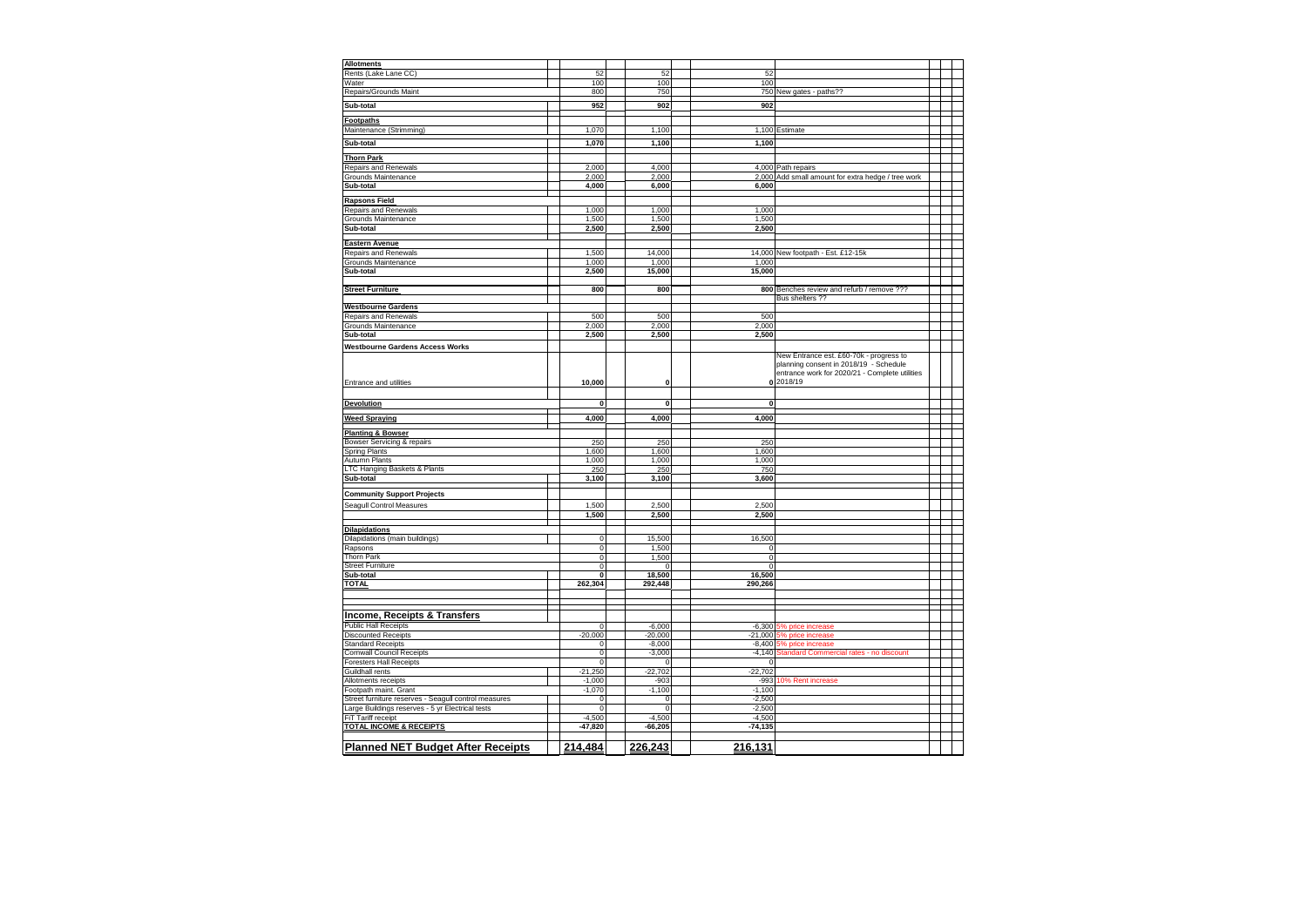| | | | | |
|---|---|---|---|---|
| **Allotments** | | | | |
| Rents (Lake Lane CC) | 52 | 52 | 52 | |
| Water | 100 | 100 | 100 | |
| Repairs/Grounds Maint | 800 | 750 | 750 | New gates - paths?? |
| **Sub-total** | **952** | **902** | **902** | |
| **Footpaths** | | | | |
| Maintenance (Strimming) | 1,070 | 1,100 | 1,100 | Estimate |
| **Sub-total** | **1,070** | **1,100** | **1,100** | |
| **Thorn Park** | | | | |
| Repairs and Renewals | 2,000 | 4,000 | 4,000 | Path repairs |
| Grounds Maintenance | 2,000 | 2,000 | 2,000 | Add small amount for extra hedge / tree work |
| **Sub-total** | **4,000** | **6,000** | **6,000** | |
| **Rapsons Field** | | | | |
| Repairs and Renewals | 1,000 | 1,000 | 1,000 | |
| Grounds Maintenance | 1,500 | 1,500 | 1,500 | |
| **Sub-total** | **2,500** | **2,500** | **2,500** | |
| **Eastern Avenue** | | | | |
| Repairs and Renewals | 1,500 | 14,000 | 14,000 | New footpath - Est. £12-15k |
| Grounds Maintenance | 1,000 | 1,000 | 1,000 | |
| **Sub-total** | **2,500** | **15,000** | **15,000** | |
| **Street Furniture** | **800** | **800** | **800** | Benches review and refurb / remove ??? Bus shelters ?? |
| **Westbourne Gardens** | | | | |
| Repairs and Renewals | 500 | 500 | 500 | |
| Grounds Maintenance | 2,000 | 2,000 | 2,000 | |
| **Sub-total** | **2,500** | **2,500** | **2,500** | |
| **Westbourne Gardens Access Works** | | | | |
| Entrance and utilities | **10,000** | **0** | **0** | New Entrance est. £60-70k - progress to planning consent in 2018/19 - Schedule entrance work for 2020/21 - Complete utilities 2018/19 |
| **Devolution** | **0** | **0** | **0** | |
| **Weed Spraying** | **4,000** | **4,000** | **4,000** | |
| **Planting & Bowser** | | | | |
| Bowser Servicing & repairs | 250 | 250 | 250 | |
| Spring Plants | 1,600 | 1,600 | 1,600 | |
| Autumn Plants | 1,000 | 1,000 | 1,000 | |
| LTC Hanging Baskets & Plants | 250 | 250 | 750 | |
| **Sub-total** | **3,100** | **3,100** | **3,600** | |
| **Community Support Projects** | | | | |
| Seagull Control Measures | 1,500 | 2,500 | 2,500 | |
| | **1,500** | **2,500** | **2,500** | |
| **Dilapidations** | | | | |
| Dilapidations (main buildings) | 0 | 15,500 | 16,500 | |
| Rapsons | 0 | 1,500 | 0 | |
| Thorn Park | 0 | 1,500 | 0 | |
| Street Furniture | 0 | 0 | 0 | |
| **Sub-total** | **0** | **18,500** | **16,500** | |
| **TOTAL** | **262,304** | **292,448** | **290,266** | |
| | | | | |
| **Income, Receipts & Transfers** | | | | |
| Public Hall Receipts | 0 | -6,000 | -6,300 | 5% price increase |
| Discounted Receipts | -20,000 | -20,000 | -21,000 | 5% price increase |
| Standard Receipts | 0 | -8,000 | -8,400 | 5% price increase |
| Cornwall Council Receipts | 0 | -3,000 | -4,140 | Standard Commercial rates - no discount |
| Foresters Hall Receipts | 0 | 0 | 0 | |
| Guildhall rents | -21,250 | -22,702 | -22,702 | |
| Allotments receipts | -1,000 | -903 | -993 | 10% Rent increase |
| Footpath maint. Grant | -1,070 | -1,100 | -1,100 | |
| Street furniture reserves - Seagull control measures | 0 | 0 | -2,500 | |
| Large Buildings reserves - 5 yr Electrical tests | 0 | 0 | -2,500 | |
| FiT Tariff receipt | -4,500 | -4,500 | -4,500 | |
| **TOTAL INCOME & RECEIPTS** | **-47,820** | **-66,205** | **-74,135** | |
| | | | | |
| **Planned NET Budget After Receipts** | **214,484** | **226,243** | **216,131** | |